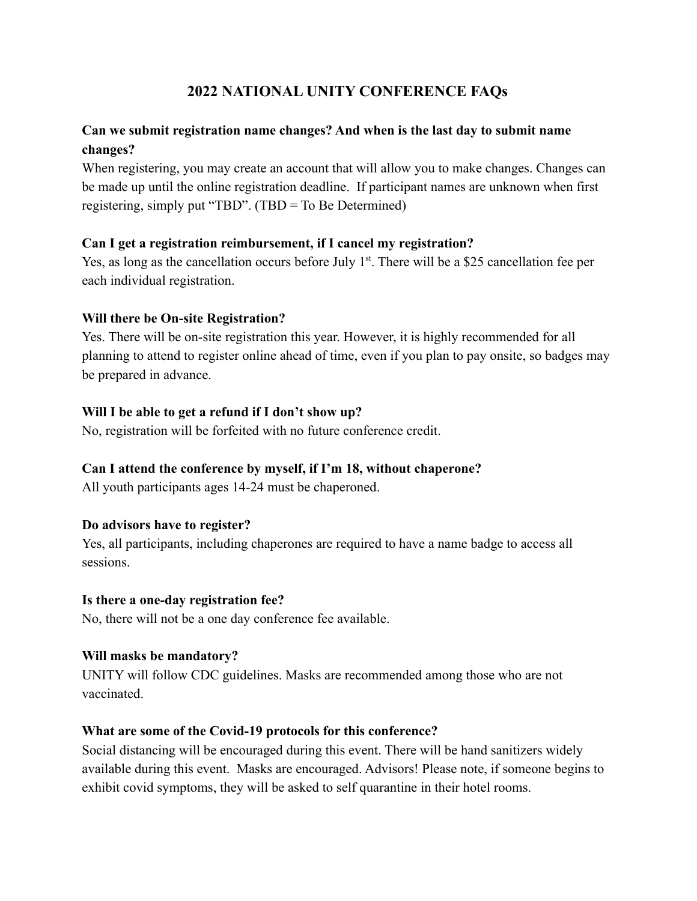# 2022 NATIONAL UNITY CONFERENCE FAQs

**Can we submit registration name changes? And when is the last day to submit name changes?**

When registering, you may create an account that will allow you to make changes. Changes can be made up until the online registration deadline. If participant names are unknown when first registering, simply put "TBD". (TBD = To Be Determined)

**Can I get a registration reimbursement, if I cancel my registration?**

Yes, as long as the cancellation occurs before July 1st. There will be a $25 cancellation fee per each individual registration.

**Will there be On-site Registration?**

Yes. There will be on-site registration this year. However, it is highly recommended for all planning to attend to register online ahead of time, even if you plan to pay onsite, so badges may be prepared in advance.

**Will I be able to get a refund if I don't show up?**

No, registration will be forfeited with no future conference credit.

**Can I attend the conference by myself, if I'm 18, without chaperone?**

All youth participants ages 14-24 must be chaperoned.

**Do advisors have to register?**

Yes, all participants, including chaperones are required to have a name badge to access all sessions.

**Is there a one-day registration fee?**

No, there will not be a one day conference fee available.

**Will masks be mandatory?**

UNITY will follow CDC guidelines. Masks are recommended among those who are not vaccinated.

**What are some of the Covid-19 protocols for this conference?**

Social distancing will be encouraged during this event. There will be hand sanitizers widely available during this event. Masks are encouraged. Advisors! Please note, if someone begins to exhibit covid symptoms, they will be asked to self quarantine in their hotel rooms.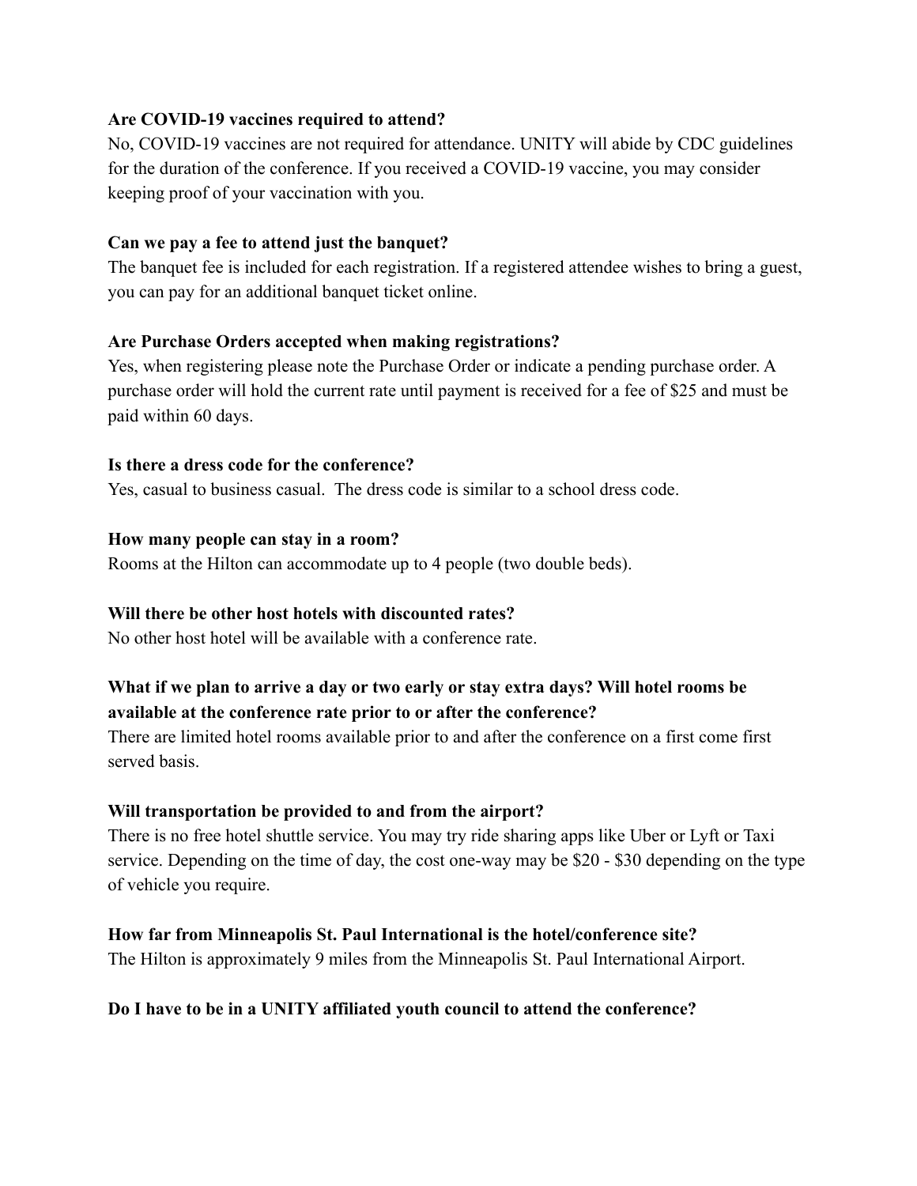**Are COVID-19 vaccines required to attend?**

No, COVID-19 vaccines are not required for attendance. UNITY will abide by CDC guidelines for the duration of the conference. If you received a COVID-19 vaccine, you may consider keeping proof of your vaccination with you.

**Can we pay a fee to attend just the banquet?**

The banquet fee is included for each registration. If a registered attendee wishes to bring a guest, you can pay for an additional banquet ticket online.

**Are Purchase Orders accepted when making registrations?**

Yes, when registering please note the Purchase Order or indicate a pending purchase order. A purchase order will hold the current rate until payment is received for a fee of $25 and must be paid within 60 days.

**Is there a dress code for the conference?**

Yes, casual to business casual. The dress code is similar to a school dress code.

**How many people can stay in a room?**

Rooms at the Hilton can accommodate up to 4 people (two double beds).

**Will there be other host hotels with discounted rates?**

No other host hotel will be available with a conference rate.

**What if we plan to arrive a day or two early or stay extra days? Will hotel rooms be available at the conference rate prior to or after the conference?**

There are limited hotel rooms available prior to and after the conference on a first come first served basis.

**Will transportation be provided to and from the airport?**

There is no free hotel shuttle service. You may try ride sharing apps like Uber or Lyft or Taxi service. Depending on the time of day, the cost one-way may be $20 - $30 depending on the type of vehicle you require.

**How far from Minneapolis St. Paul International is the hotel/conference site?**

The Hilton is approximately 9 miles from the Minneapolis St. Paul International Airport.

**Do I have to be in a UNITY affiliated youth council to attend the conference?**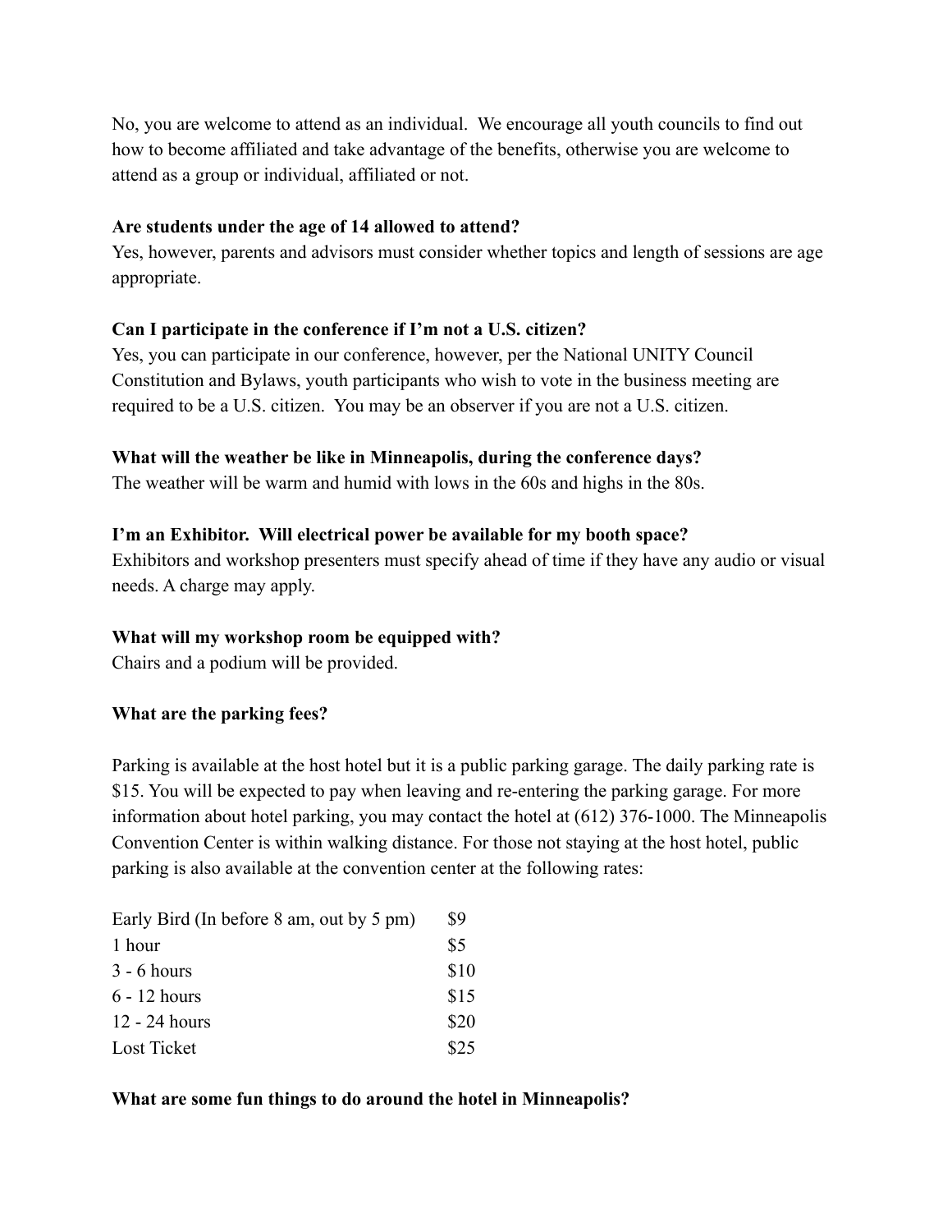No, you are welcome to attend as an individual.  We encourage all youth councils to find out how to become affiliated and take advantage of the benefits, otherwise you are welcome to attend as a group or individual, affiliated or not.

**Are students under the age of 14 allowed to attend?**
Yes, however, parents and advisors must consider whether topics and length of sessions are age appropriate.

**Can I participate in the conference if I'm not a U.S. citizen?**
Yes, you can participate in our conference, however, per the National UNITY Council Constitution and Bylaws, youth participants who wish to vote in the business meeting are required to be a U.S. citizen.  You may be an observer if you are not a U.S. citizen.

**What will the weather be like in Minneapolis, during the conference days?**
The weather will be warm and humid with lows in the 60s and highs in the 80s.

**I'm an Exhibitor.  Will electrical power be available for my booth space?**
Exhibitors and workshop presenters must specify ahead of time if they have any audio or visual needs. A charge may apply.

**What will my workshop room be equipped with?**
Chairs and a podium will be provided.

**What are the parking fees?**

Parking is available at the host hotel but it is a public parking garage. The daily parking rate is $15. You will be expected to pay when leaving and re-entering the parking garage. For more information about hotel parking, you may contact the hotel at (612) 376-1000. The Minneapolis Convention Center is within walking distance. For those not staying at the host hotel, public parking is also available at the convention center at the following rates:

| | |
|---|---|
| Early Bird (In before 8 am, out by 5 pm) | $9 |
| 1 hour | $5 |
| 3 - 6 hours | $10 |
| 6 - 12 hours | $15 |
| 12 - 24 hours | $20 |
| Lost Ticket | $25 |

**What are some fun things to do around the hotel in Minneapolis?**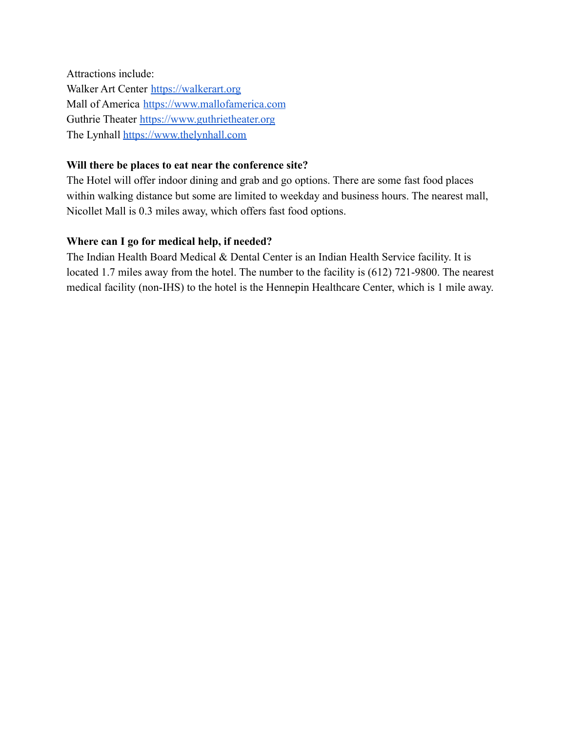Attractions include:
Walker Art Center [https://walkerart.org](https://walkerart.org)
Mall of America [https://www.mallofamerica.com](https://www.mallofamerica.com)
Guthrie Theater [https://www.guthrietheater.org](https://www.guthrietheater.org)
The Lynhall [https://www.thelynhall.com](https://www.thelynhall.com)

**Will there be places to eat near the conference site?**
The Hotel will offer indoor dining and grab and go options. There are some fast food places within walking distance but some are limited to weekday and business hours. The nearest mall, Nicollet Mall is 0.3 miles away, which offers fast food options.

**Where can I go for medical help, if needed?**
The Indian Health Board Medical & Dental Center is an Indian Health Service facility. It is located 1.7 miles away from the hotel. The number to the facility is (612) 721-9800. The nearest medical facility (non-IHS) to the hotel is the Hennepin Healthcare Center, which is 1 mile away.